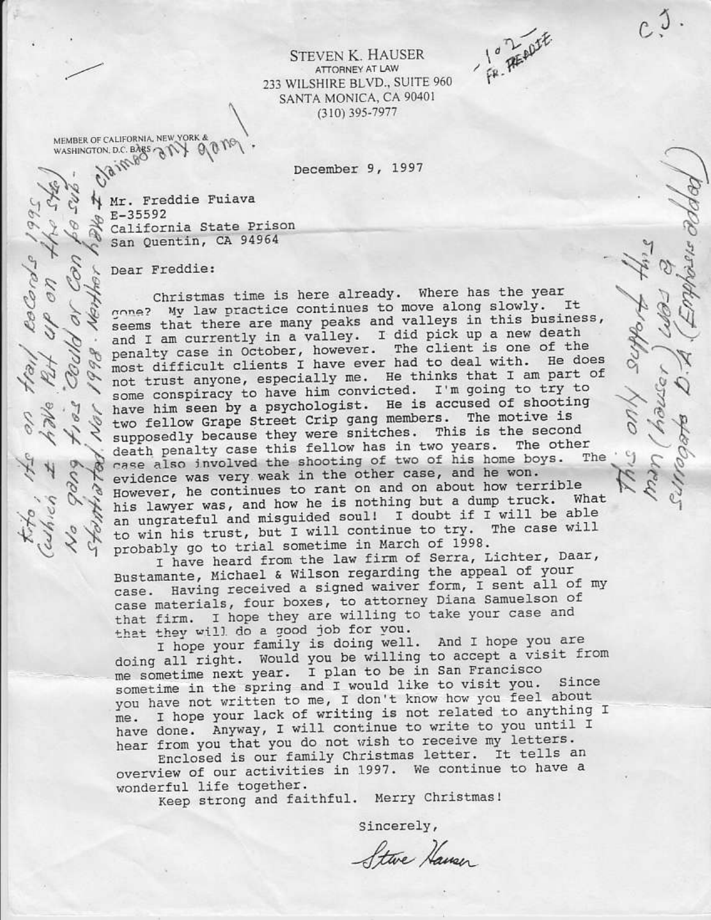STEVEN K. HAUSER
ATTORNEY AT LAW
233 WILSHIRE BLVD., SUITE 960
SANTA MONICA, CA 90401
(310) 395-7977

MEMBER OF CALIFORNIA, NEW YORK & WASHINGTON, D.C. BARS

-102- FR. FREDDIE

C.J.

December 9, 1997

Mr. Freddie Fuiava
E-35592
California State Prison
San Quentin, CA 94964

Dear Freddie:

Christmas time is here already. Where has the year gone? My law practice continues to move along slowly. It seems that there are many peaks and valleys in this business, and I am currently in a valley. I did pick up a new death penalty case in October, however. The client is one of the most difficult clients I have ever had to deal with. He does not trust anyone, especially me. He thinks that I am part of some conspiracy to have him convicted. I'm going to try to have him seen by a psychologist. He is accused of shooting two fellow Grape Street Crip gang members. The motive is supposedly because they were snitches. This is the second death penalty case this fellow has in two years. The other case also involved the shooting of two of his home boys. The evidence was very weak in the other case, and he won. However, he continues to rant on and on about how terrible his lawyer was, and how he is nothing but a dump truck. What an ungrateful and misguided soul! I doubt if I will be able to win his trust, but I will continue to try. The case will probably go to trial sometime in March of 1998.

I have heard from the law firm of Serra, Lichter, Daar, Bustamante, Michael & Wilson regarding the appeal of your case. Having received a signed waiver form, I sent all of my case materials, four boxes, to attorney Diana Samuelson of that firm. I hope they are willing to take your case and that they will do a good job for you.

I hope your family is doing well. And I hope you are doing all right. Would you be willing to accept a visit from me sometime next year. I plan to be in San Francisco sometime in the spring and I would like to visit you. Since you have not written to me, I don't know how you feel about me. I hope your lack of writing is not related to anything I have done. Anyway, I will continue to write to you until I hear from you that you do not wish to receive my letters.

Enclosed is our family Christmas letter. It tells an overview of our activities in 1997. We continue to have a wonderful life together.

Keep strong and faithful. Merry Christmas!

Sincerely,

Steve Hauser

*[Handwritten, left margin:]* Kito, its on trail records 1995 (which I have put up on the site) No gang ties could or can be substantiated Nov 1998. Neither have I claimed any gang!

*[Handwritten, right margin:]* This only support this man (Hauser) was a Trojan Horse surrogate D.A. (Emphasis added)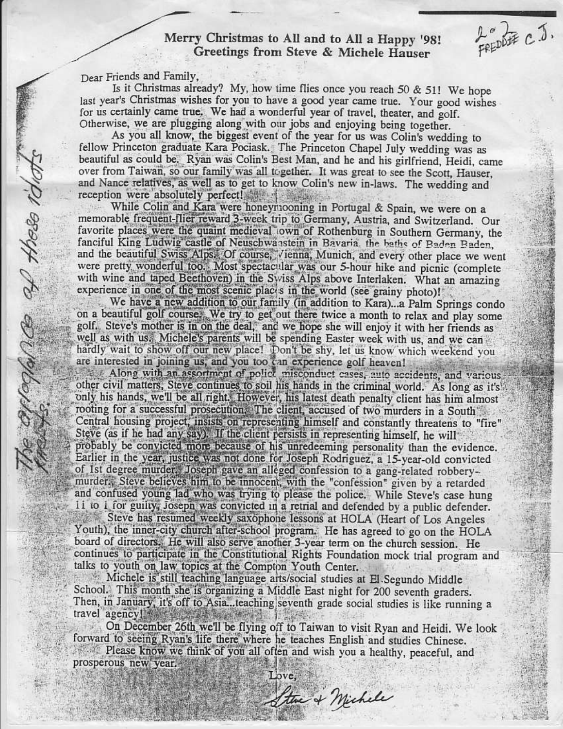# Merry Christmas to All and to All a Happy '98!
## Greetings from Steve & Michele Hauser

2 of 2 FREDDIE C.J.

*The arrogance of these idiots frauds.*

Dear Friends and Family,

Is it Christmas already? My, how time flies once you reach 50 & 51! We hope last year's Christmas wishes for you to have a good year came true. Your good wishes for us certainly came true. We had a wonderful year of travel, theater, and golf. Otherwise, we are plugging along with our jobs and enjoying being together.

As you all know, the biggest event of the year for us was Colin's wedding to fellow Princeton graduate Kara Pociask. The Princeton Chapel July wedding was as beautiful as could be. Ryan was Colin's Best Man, and he and his girlfriend, Heidi, came over from Taiwan, so our family was all together. It was great to see the Scott, Hauser, and Nance relatives, as well as to get to know Colin's new in-laws. The wedding and reception were absolutely perfect!

While Colin and Kara were honeymooning in Portugal & Spain, we were on a memorable frequent-flier reward 3-week trip to Germany, Austria, and Switzerland. Our favorite places were the quaint medieval town of Rothenburg in Southern Germany, the fanciful King Ludwig castle of Neuschwanstein in Bavaria, the baths of Baden Baden, and the beautiful Swiss Alps. Of course, Vienna, Munich, and every other place we went were pretty wonderful too. Most spectacular was our 5-hour hike and picnic (complete with wine and taped Beethoven) in the Swiss Alps above Interlaken. What an amazing experience in one of the most scenic places in the world (see grainy photo)!

We have a new addition to our family (in addition to Kara)...a Palm Springs condo on a beautiful golf course. We try to get out there twice a month to relax and play some golf. Steve's mother is in on the deal, and we hope she will enjoy it with her friends as well as with us. Michele's parents will be spending Easter week with us, and we can hardly wait to show off our new place! Don't be shy, let us know which weekend you are interested in joining us, and you too can experience golf heaven!

Along with an assortment of police misconduct cases, auto accidents, and various other civil matters, Steve continues to soil his hands in the criminal world. As long as it's only his hands, we'll be all right. However, his latest death penalty client has him almost rooting for a successful prosecution. The client, accused of two murders in a South Central housing project, insists on representing himself and constantly threatens to "fire" Steve (as if he had any say). If the client persists in representing himself, he will probably be convicted more because of his unredeeming personality than the evidence. Earlier in the year, justice was not done for Joseph Rodriguez, a 15-year-old convicted of 1st degree murder. Joseph gave an alleged confession to a gang-related robbery-murder. Steve believes him to be innocent, with the "confession" given by a retarded and confused young lad who was trying to please the police. While Steve's case hung 11 to 1 for guilty, Joseph was convicted in a retrial and defended by a public defender.

Steve has resumed weekly saxophone lessons at HOLA (Heart of Los Angeles Youth), the inner-city church after-school program. He has agreed to go on the HOLA board of directors. He will also serve another 3-year term on the church session. He continues to participate in the Constitutional Rights Foundation mock trial program and talks to youth on law topics at the Compton Youth Center.

Michele is still teaching language arts/social studies at El Segundo Middle School. This month she is organizing a Middle East night for 200 seventh graders. Then, in January, it's off to Asia...teaching seventh grade social studies is like running a travel agency!

On December 26th we'll be flying off to Taiwan to visit Ryan and Heidi. We look forward to seeing Ryan's life there where he teaches English and studies Chinese.

Please know we think of you all often and wish you a healthy, peaceful, and prosperous new year.

Love,

Steve & Michele